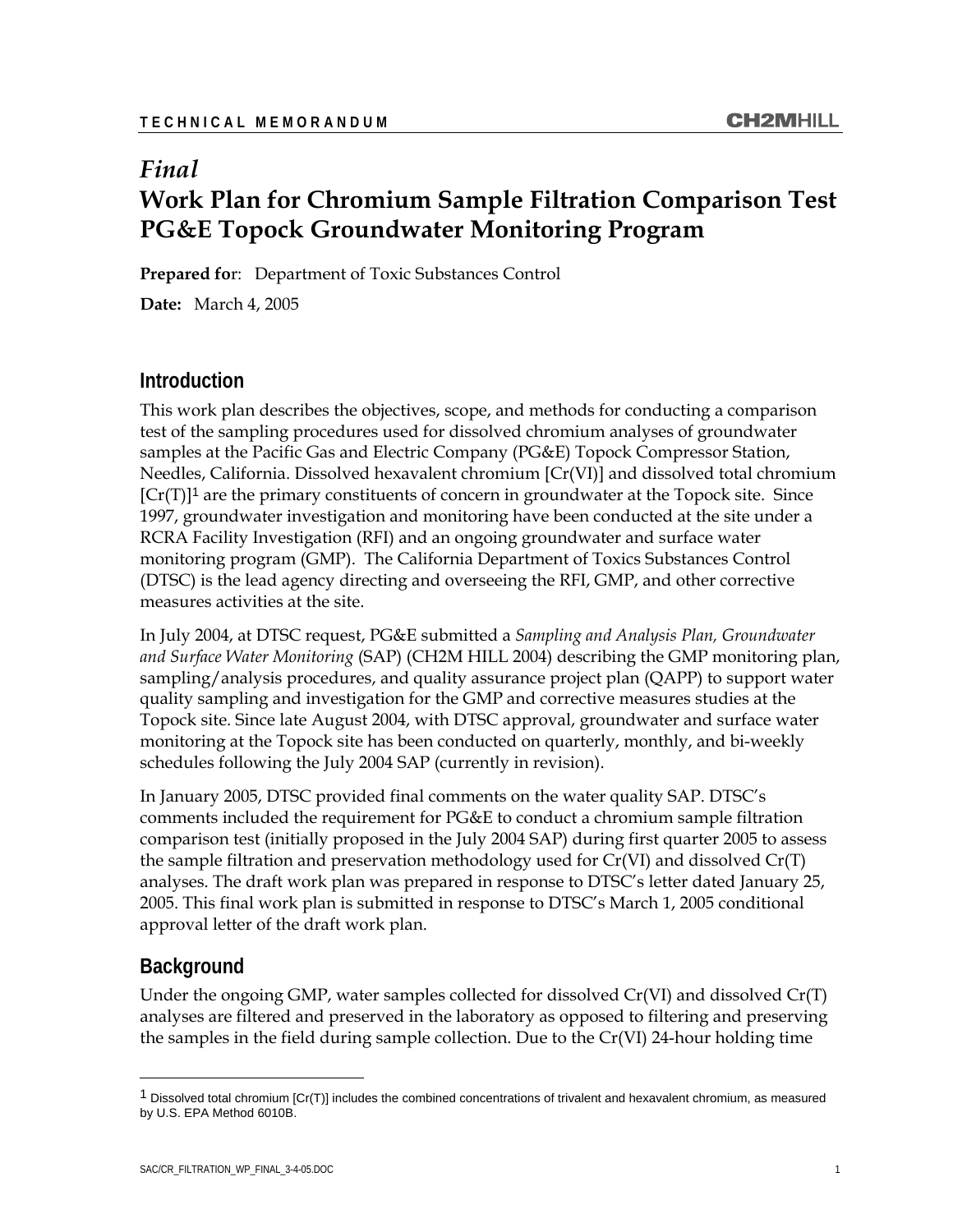# *Final* Work Plan for Chromium Sample Filtration Comparison Test PG&E Topock Groundwater Monitoring Program

**Prepared for**: Department of Toxic Substances Control

**Date:** March 4, 2005

## Introduction

This work plan describes the objectives, scope, and methods for conducting a comparison test of the sampling procedures used for dissolved chromium analyses of groundwater samples at the Pacific Gas and Electric Company (PG&E) Topock Compressor Station, Needles, California. Dissolved hexavalent chromium [Cr(VI)] and dissolved total chromium [Cr(T)][1] are the primary constituents of concern in groundwater at the Topock site. Since 1997, groundwater investigation and monitoring have been conducted at the site under a RCRA Facility Investigation (RFI) and an ongoing groundwater and surface water monitoring program (GMP). The California Department of Toxics Substances Control (DTSC) is the lead agency directing and overseeing the RFI, GMP, and other corrective measures activities at the site.

In July 2004, at DTSC request, PG&E submitted a *Sampling and Analysis Plan, Groundwater and Surface Water Monitoring* (SAP) (CH2M HILL 2004) describing the GMP monitoring plan, sampling/analysis procedures, and quality assurance project plan (QAPP) to support water quality sampling and investigation for the GMP and corrective measures studies at the Topock site. Since late August 2004, with DTSC approval, groundwater and surface water monitoring at the Topock site has been conducted on quarterly, monthly, and bi-weekly schedules following the July 2004 SAP (currently in revision).

In January 2005, DTSC provided final comments on the water quality SAP. DTSC's comments included the requirement for PG&E to conduct a chromium sample filtration comparison test (initially proposed in the July 2004 SAP) during first quarter 2005 to assess the sample filtration and preservation methodology used for Cr(VI) and dissolved Cr(T) analyses. The draft work plan was prepared in response to DTSC's letter dated January 25, 2005. This final work plan is submitted in response to DTSC's March 1, 2005 conditional approval letter of the draft work plan.

## Background

Under the ongoing GMP, water samples collected for dissolved Cr(VI) and dissolved Cr(T) analyses are filtered and preserved in the laboratory as opposed to filtering and preserving the samples in the field during sample collection. Due to the Cr(VI) 24-hour holding time

[1] Dissolved total chromium [Cr(T)] includes the combined concentrations of trivalent and hexavalent chromium, as measured by U.S. EPA Method 6010B.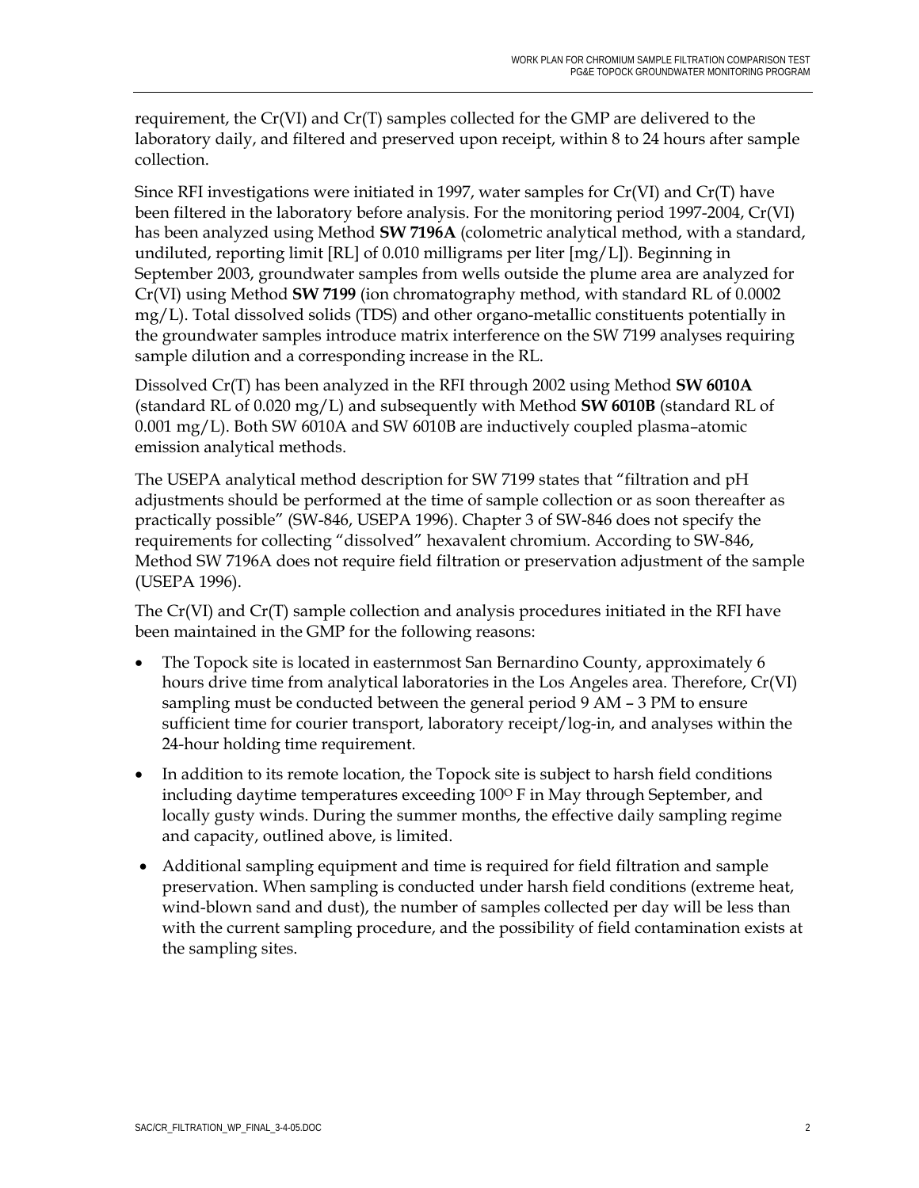requirement, the Cr(VI) and Cr(T) samples collected for the GMP are delivered to the laboratory daily, and filtered and preserved upon receipt, within 8 to 24 hours after sample collection.

Since RFI investigations were initiated in 1997, water samples for Cr(VI) and Cr(T) have been filtered in the laboratory before analysis. For the monitoring period 1997-2004, Cr(VI) has been analyzed using Method **SW 7196A** (colometric analytical method, with a standard, undiluted, reporting limit [RL] of 0.010 milligrams per liter [mg/L]). Beginning in September 2003, groundwater samples from wells outside the plume area are analyzed for Cr(VI) using Method **SW 7199** (ion chromatography method, with standard RL of 0.0002 mg/L). Total dissolved solids (TDS) and other organo-metallic constituents potentially in the groundwater samples introduce matrix interference on the SW 7199 analyses requiring sample dilution and a corresponding increase in the RL.

Dissolved Cr(T) has been analyzed in the RFI through 2002 using Method **SW 6010A** (standard RL of 0.020 mg/L) and subsequently with Method **SW 6010B** (standard RL of 0.001 mg/L). Both SW 6010A and SW 6010B are inductively coupled plasma–atomic emission analytical methods.

The USEPA analytical method description for SW 7199 states that "filtration and pH adjustments should be performed at the time of sample collection or as soon thereafter as practically possible" (SW-846, USEPA 1996). Chapter 3 of SW-846 does not specify the requirements for collecting "dissolved" hexavalent chromium. According to SW-846, Method SW 7196A does not require field filtration or preservation adjustment of the sample (USEPA 1996).

The Cr(VI) and Cr(T) sample collection and analysis procedures initiated in the RFI have been maintained in the GMP for the following reasons:

- The Topock site is located in easternmost San Bernardino County, approximately 6 hours drive time from analytical laboratories in the Los Angeles area. Therefore, Cr(VI) sampling must be conducted between the general period 9 AM – 3 PM to ensure sufficient time for courier transport, laboratory receipt/log-in, and analyses within the 24-hour holding time requirement.
- In addition to its remote location, the Topock site is subject to harsh field conditions including daytime temperatures exceeding 100$^{O}$ F in May through September, and locally gusty winds. During the summer months, the effective daily sampling regime and capacity, outlined above, is limited.
- Additional sampling equipment and time is required for field filtration and sample preservation. When sampling is conducted under harsh field conditions (extreme heat, wind-blown sand and dust), the number of samples collected per day will be less than with the current sampling procedure, and the possibility of field contamination exists at the sampling sites.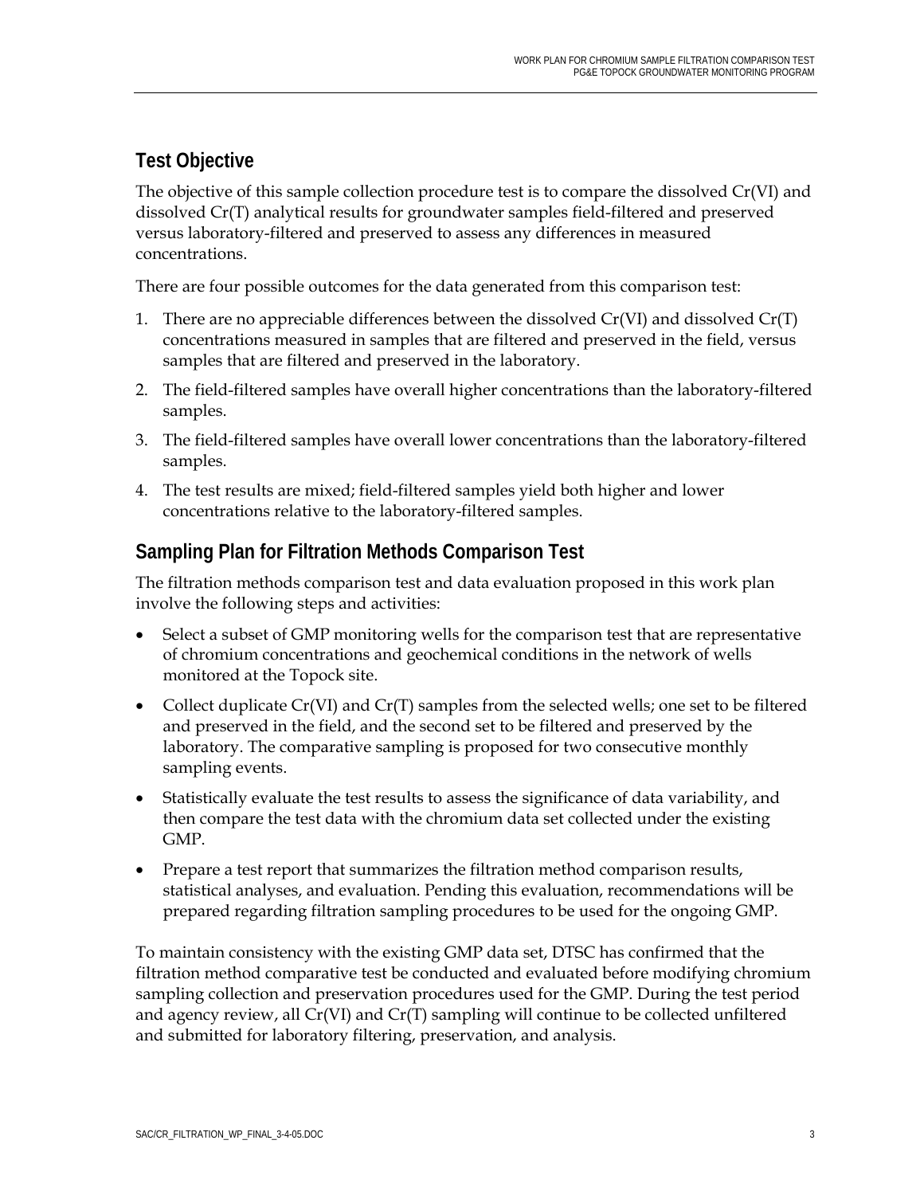## Test Objective

The objective of this sample collection procedure test is to compare the dissolved Cr(VI) and dissolved Cr(T) analytical results for groundwater samples field-filtered and preserved versus laboratory-filtered and preserved to assess any differences in measured concentrations.

There are four possible outcomes for the data generated from this comparison test:

1. There are no appreciable differences between the dissolved Cr(VI) and dissolved Cr(T) concentrations measured in samples that are filtered and preserved in the field, versus samples that are filtered and preserved in the laboratory.
2. The field-filtered samples have overall higher concentrations than the laboratory-filtered samples.
3. The field-filtered samples have overall lower concentrations than the laboratory-filtered samples.
4. The test results are mixed; field-filtered samples yield both higher and lower concentrations relative to the laboratory-filtered samples.

## Sampling Plan for Filtration Methods Comparison Test

The filtration methods comparison test and data evaluation proposed in this work plan involve the following steps and activities:

- Select a subset of GMP monitoring wells for the comparison test that are representative of chromium concentrations and geochemical conditions in the network of wells monitored at the Topock site.
- Collect duplicate Cr(VI) and Cr(T) samples from the selected wells; one set to be filtered and preserved in the field, and the second set to be filtered and preserved by the laboratory. The comparative sampling is proposed for two consecutive monthly sampling events.
- Statistically evaluate the test results to assess the significance of data variability, and then compare the test data with the chromium data set collected under the existing GMP.
- Prepare a test report that summarizes the filtration method comparison results, statistical analyses, and evaluation. Pending this evaluation, recommendations will be prepared regarding filtration sampling procedures to be used for the ongoing GMP.

To maintain consistency with the existing GMP data set, DTSC has confirmed that the filtration method comparative test be conducted and evaluated before modifying chromium sampling collection and preservation procedures used for the GMP. During the test period and agency review, all Cr(VI) and Cr(T) sampling will continue to be collected unfiltered and submitted for laboratory filtering, preservation, and analysis.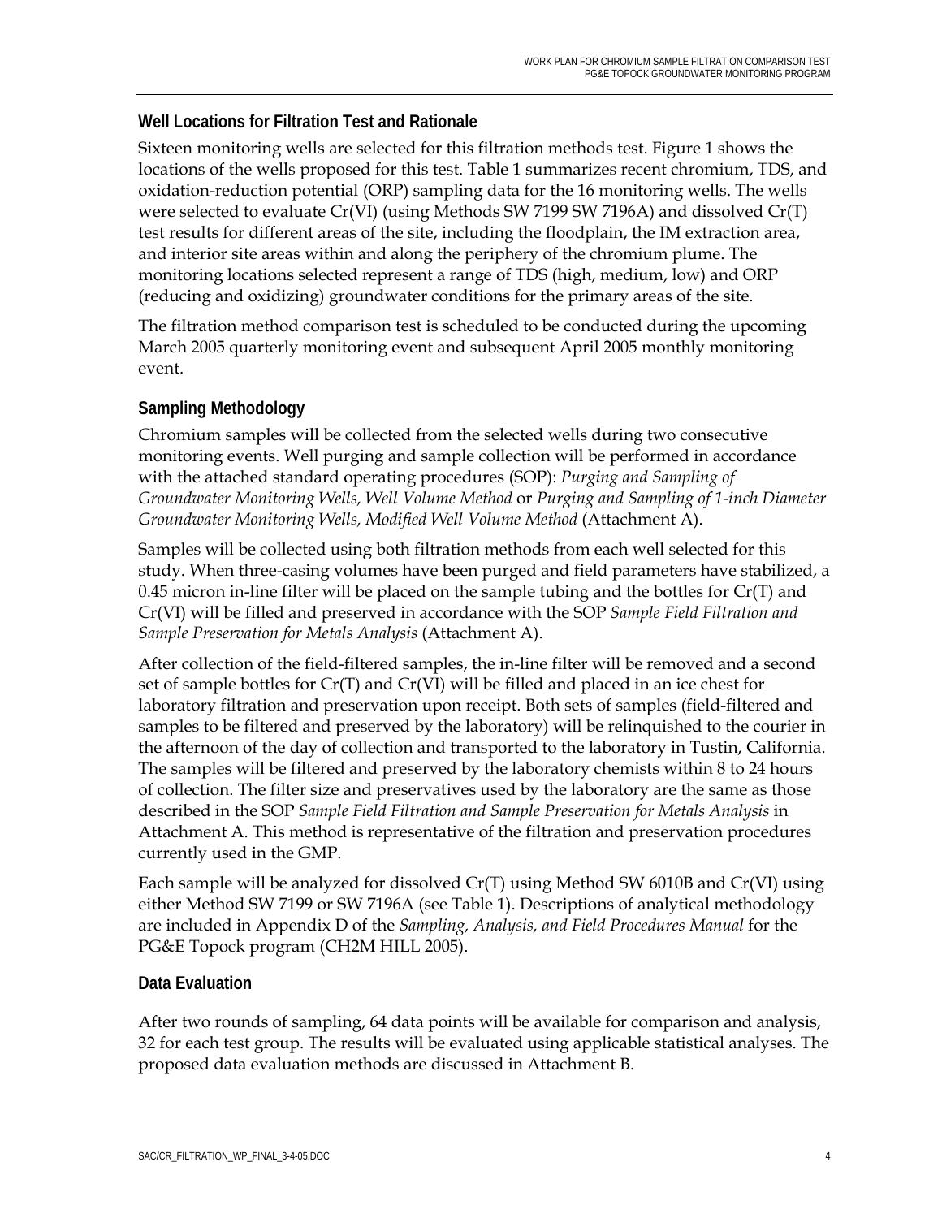### Well Locations for Filtration Test and Rationale

Sixteen monitoring wells are selected for this filtration methods test. Figure 1 shows the locations of the wells proposed for this test. Table 1 summarizes recent chromium, TDS, and oxidation-reduction potential (ORP) sampling data for the 16 monitoring wells. The wells were selected to evaluate Cr(VI) (using Methods SW 7199 SW 7196A) and dissolved Cr(T) test results for different areas of the site, including the floodplain, the IM extraction area, and interior site areas within and along the periphery of the chromium plume. The monitoring locations selected represent a range of TDS (high, medium, low) and ORP (reducing and oxidizing) groundwater conditions for the primary areas of the site.

The filtration method comparison test is scheduled to be conducted during the upcoming March 2005 quarterly monitoring event and subsequent April 2005 monthly monitoring event.

### Sampling Methodology

Chromium samples will be collected from the selected wells during two consecutive monitoring events. Well purging and sample collection will be performed in accordance with the attached standard operating procedures (SOP): *Purging and Sampling of Groundwater Monitoring Wells, Well Volume Method* or *Purging and Sampling of 1-inch Diameter Groundwater Monitoring Wells, Modified Well Volume Method* (Attachment A).

Samples will be collected using both filtration methods from each well selected for this study. When three-casing volumes have been purged and field parameters have stabilized, a 0.45 micron in-line filter will be placed on the sample tubing and the bottles for Cr(T) and Cr(VI) will be filled and preserved in accordance with the SOP *Sample Field Filtration and Sample Preservation for Metals Analysis* (Attachment A).

After collection of the field-filtered samples, the in-line filter will be removed and a second set of sample bottles for Cr(T) and Cr(VI) will be filled and placed in an ice chest for laboratory filtration and preservation upon receipt. Both sets of samples (field-filtered and samples to be filtered and preserved by the laboratory) will be relinquished to the courier in the afternoon of the day of collection and transported to the laboratory in Tustin, California. The samples will be filtered and preserved by the laboratory chemists within 8 to 24 hours of collection. The filter size and preservatives used by the laboratory are the same as those described in the SOP *Sample Field Filtration and Sample Preservation for Metals Analysis* in Attachment A. This method is representative of the filtration and preservation procedures currently used in the GMP.

Each sample will be analyzed for dissolved Cr(T) using Method SW 6010B and Cr(VI) using either Method SW 7199 or SW 7196A (see Table 1). Descriptions of analytical methodology are included in Appendix D of the *Sampling, Analysis, and Field Procedures Manual* for the PG&E Topock program (CH2M HILL 2005).

### Data Evaluation

After two rounds of sampling, 64 data points will be available for comparison and analysis, 32 for each test group. The results will be evaluated using applicable statistical analyses. The proposed data evaluation methods are discussed in Attachment B.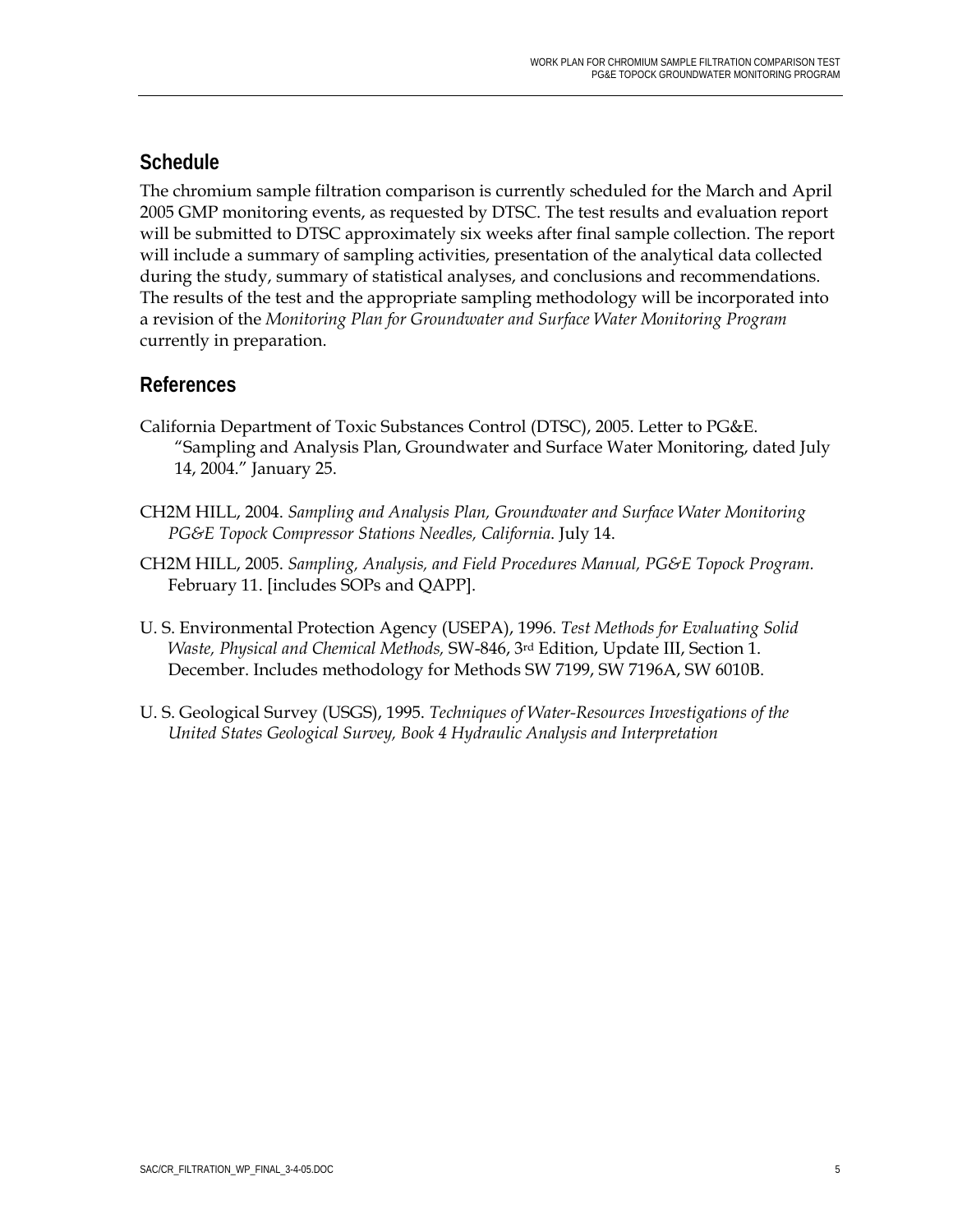## Schedule

The chromium sample filtration comparison is currently scheduled for the March and April 2005 GMP monitoring events, as requested by DTSC. The test results and evaluation report will be submitted to DTSC approximately six weeks after final sample collection. The report will include a summary of sampling activities, presentation of the analytical data collected during the study, summary of statistical analyses, and conclusions and recommendations. The results of the test and the appropriate sampling methodology will be incorporated into a revision of the *Monitoring Plan for Groundwater and Surface Water Monitoring Program* currently in preparation.

## References

California Department of Toxic Substances Control (DTSC), 2005. Letter to PG&E. "Sampling and Analysis Plan, Groundwater and Surface Water Monitoring, dated July 14, 2004." January 25.

CH2M HILL, 2004. *Sampling and Analysis Plan, Groundwater and Surface Water Monitoring PG&E Topock Compressor Stations Needles, California*. July 14.

CH2M HILL, 2005. *Sampling, Analysis, and Field Procedures Manual, PG&E Topock Program.* February 11. [includes SOPs and QAPP].

U. S. Environmental Protection Agency (USEPA), 1996. *Test Methods for Evaluating Solid Waste, Physical and Chemical Methods,* SW-846, 3rd Edition, Update III, Section 1. December. Includes methodology for Methods SW 7199, SW 7196A, SW 6010B.

U. S. Geological Survey (USGS), 1995. *Techniques of Water-Resources Investigations of the United States Geological Survey, Book 4 Hydraulic Analysis and Interpretation*